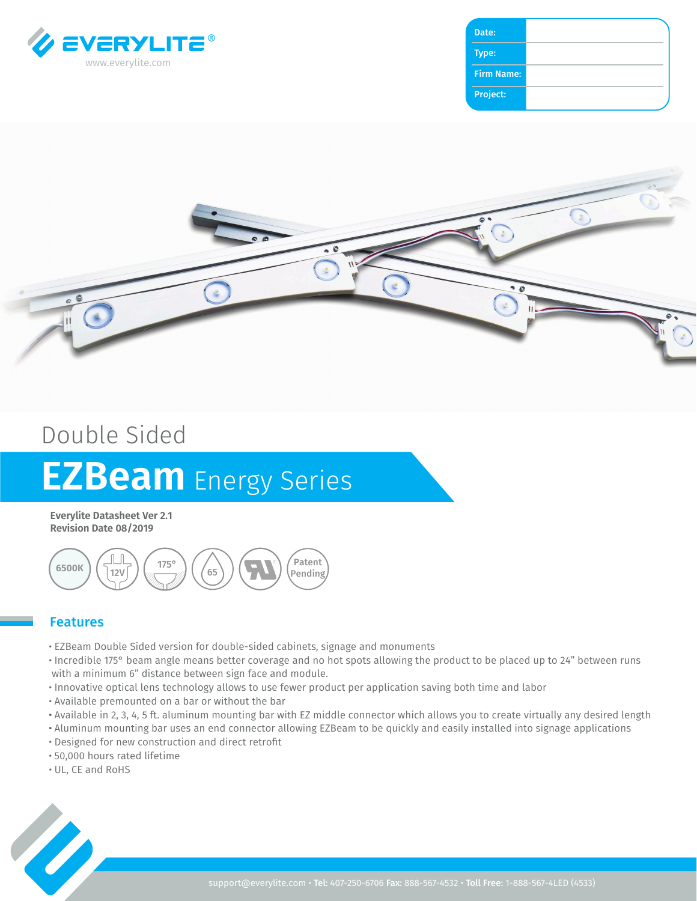EVERYLITE®
www.everylite.com

| Date: | |
|---|---|
| Type: | |
| Firm Name: | |
| Project: | |

Double Sided

# EZBeam Energy Series

**Everylite Datasheet Ver 2.1**
**Revision Date 08/2019**

6500K | 12V | 175° | 65 | UL | Patent Pending

## Features

- EZBeam Double Sided version for double-sided cabinets, signage and monuments
- Incredible 175° beam angle means better coverage and no hot spots allowing the product to be placed up to 24" between runs with a minimum 6" distance between sign face and module.
- Innovative optical lens technology allows to use fewer product per application saving both time and labor
- Available premounted on a bar or without the bar
- Available in 2, 3, 4, 5 ft. aluminum mounting bar with EZ middle connector which allows you to create virtually any desired length
- Aluminum mounting bar uses an end connector allowing EZBeam to be quickly and easily installed into signage applications
- Designed for new construction and direct retrofit
- 50,000 hours rated lifetime
- UL, CE and RoHS

support@everylite.com • **Tel:** 407-250-6706 **Fax:** 888-567-4532 • **Toll Free:** 1-888-567-4LED (4533)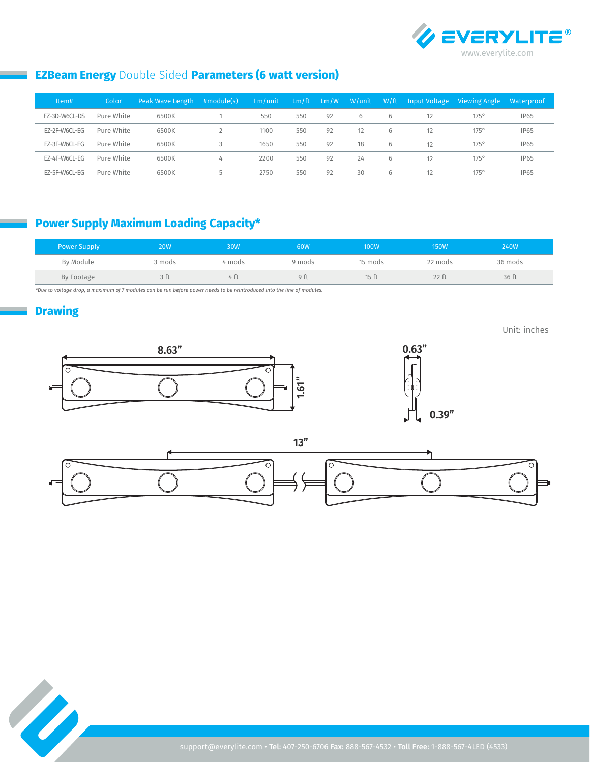## EZBeam Energy Double Sided Parameters (6 watt version)

| Item# | Color | Peak Wave Length | #module(s) | Lm/unit | Lm/ft | Lm/W | W/unit | W/ft | Input Voltage | Viewing Angle | Waterproof |
|---|---|---|---|---|---|---|---|---|---|---|---|
| EZ-3D-W6CL-DS | Pure White | 6500K | 1 | 550 | 550 | 92 | 6 | 6 | 12 | 175° | IP65 |
| EZ-2F-W6CL-EG | Pure White | 6500K | 2 | 1100 | 550 | 92 | 12 | 6 | 12 | 175° | IP65 |
| EZ-3F-W6CL-EG | Pure White | 6500K | 3 | 1650 | 550 | 92 | 18 | 6 | 12 | 175° | IP65 |
| EZ-4F-W6CL-EG | Pure White | 6500K | 4 | 2200 | 550 | 92 | 24 | 6 | 12 | 175° | IP65 |
| EZ-5F-W6CL-EG | Pure White | 6500K | 5 | 2750 | 550 | 92 | 30 | 6 | 12 | 175° | IP65 |

## Power Supply Maximum Loading Capacity*

| Power Supply | 20W | 30W | 60W | 100W | 150W | 240W |
|---|---|---|---|---|---|---|
| By Module | 3 mods | 4 mods | 9 mods | 15 mods | 22 mods | 36 mods |
| By Footage | 3 ft | 4 ft | 9 ft | 15 ft | 22 ft | 36 ft |

*\*Due to voltage drop, a maximum of 7 modules can be run before power needs to be reintroduced into the line of modules.*

## Drawing

Unit: inches

8.63”

1.61”

0.63”

0.39”

13”

support@everylite.com • **Tel:** 407-250-6706 **Fax:** 888-567-4532 • **Toll Free:** 1-888-567-4LED (4533)